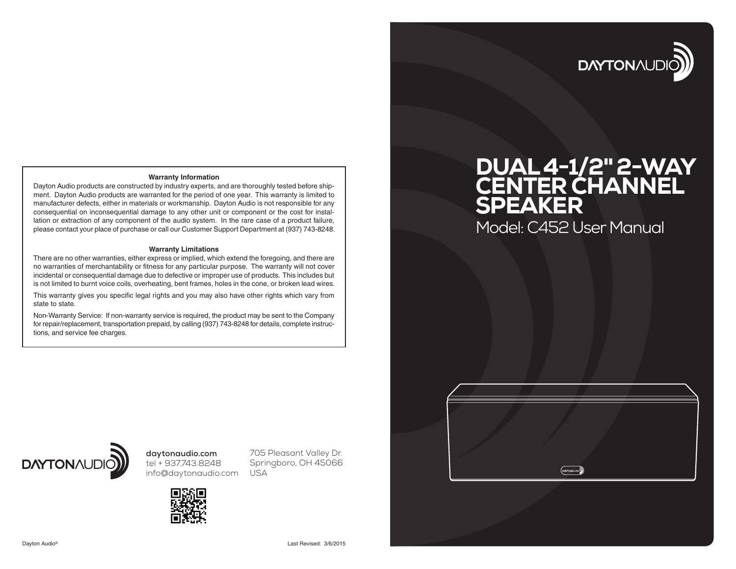# DUAL 4-1/2" 2-WAY CENTER CHANNEL SPEAKER

## Model: C452 User Manual

**Warranty Information**

Dayton Audio products are constructed by industry experts, and are thoroughly tested before shipment. Dayton Audio products are warranted for the period of one year. This warranty is limited to manufacturer defects, either in materials or workmanship. Dayton Audio is not responsible for any consequential on inconsequential damage to any other unit or component or the cost for installation or extraction of any component of the audio system. In the rare case of a product failure, please contact your place of purchase or call our Customer Support Department at (937) 743-8248.

**Warranty Limitations**

There are no other warranties, either express or implied, which extend the foregoing, and there are no warranties of merchantability or fitness for any particular purpose. The warranty will not cover incidental or consequential damage due to defective or improper use of products. This includes but is not limited to burnt voice coils, overheating, bent frames, holes in the cone, or broken lead wires.

This warranty gives you specific legal rights and you may also have other rights which vary from state to state.

Non-Warranty Service: If non-warranty service is required, the product may be sent to the Company for repair/replacement, transportation prepaid, by calling (937) 743-8248 for details, complete instructions, and service fee charges.

**daytonaudio.com**
tel + 937.743.8248
info@daytonaudio.com

705 Pleasant Valley Dr.
Springboro, OH 45066
USA

Dayton Audio®

Last Revised: 3/6/2015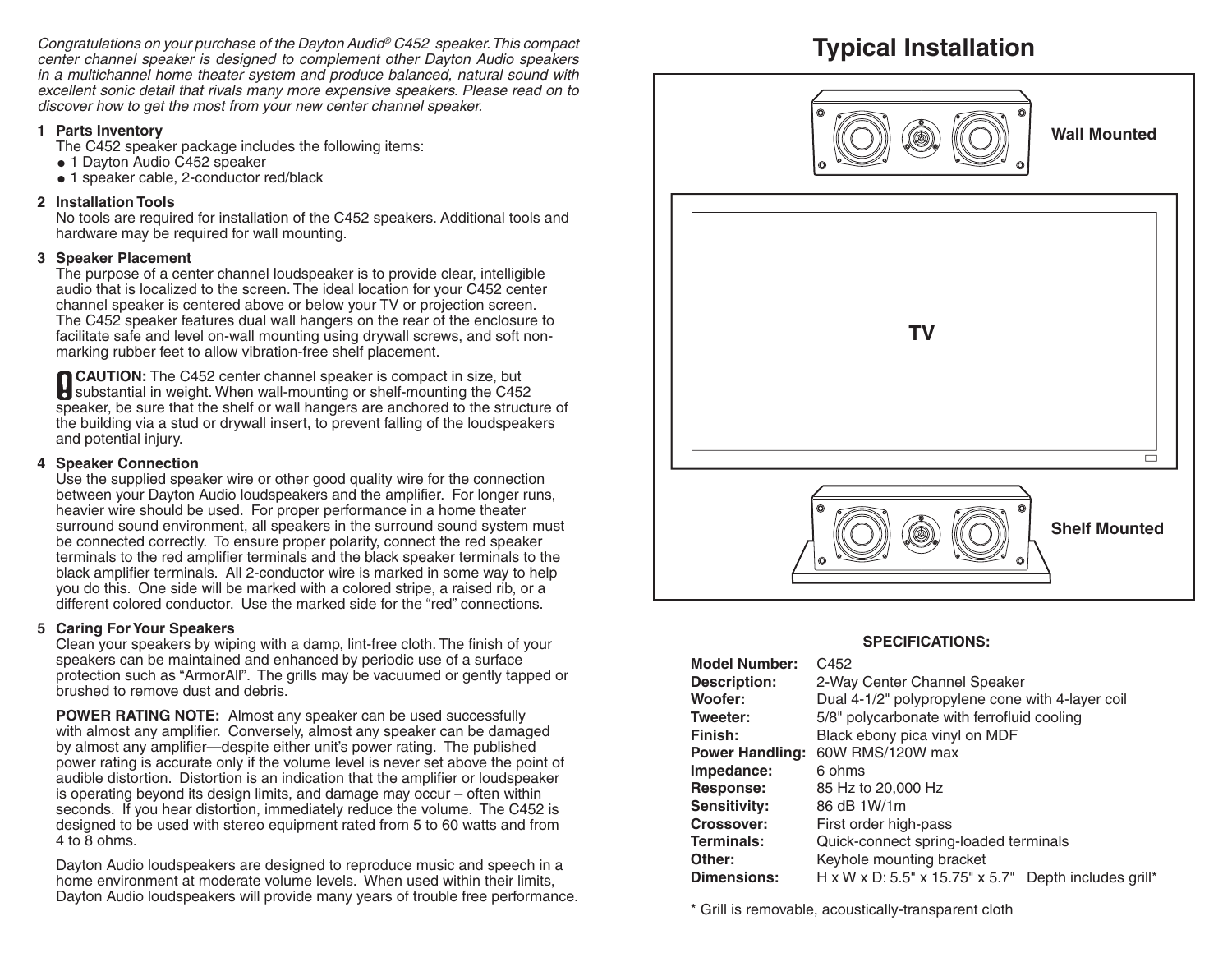*Congratulations on your purchase of the Dayton Audio® C452 speaker. This compact center channel speaker is designed to complement other Dayton Audio speakers in a multichannel home theater system and produce balanced, natural sound with excellent sonic detail that rivals many more expensive speakers. Please read on to discover how to get the most from your new center channel speaker.*

**1 Parts Inventory**

The C452 speaker package includes the following items:

- 1 Dayton Audio C452 speaker
- 1 speaker cable, 2-conductor red/black

**2 Installation Tools**

No tools are required for installation of the C452 speakers. Additional tools and hardware may be required for wall mounting.

**3 Speaker Placement**

The purpose of a center channel loudspeaker is to provide clear, intelligible audio that is localized to the screen. The ideal location for your C452 center channel speaker is centered above or below your TV or projection screen. The C452 speaker features dual wall hangers on the rear of the enclosure to facilitate safe and level on-wall mounting using drywall screws, and soft non-marking rubber feet to allow vibration-free shelf placement.

**CAUTION:** The C452 center channel speaker is compact in size, but substantial in weight. When wall-mounting or shelf-mounting the C452 speaker, be sure that the shelf or wall hangers are anchored to the structure of the building via a stud or drywall insert, to prevent falling of the loudspeakers and potential injury.

**4 Speaker Connection**

Use the supplied speaker wire or other good quality wire for the connection between your Dayton Audio loudspeakers and the amplifier. For longer runs, heavier wire should be used. For proper performance in a home theater surround sound environment, all speakers in the surround sound system must be connected correctly. To ensure proper polarity, connect the red speaker terminals to the red amplifier terminals and the black speaker terminals to the black amplifier terminals. All 2-conductor wire is marked in some way to help you do this. One side will be marked with a colored stripe, a raised rib, or a different colored conductor. Use the marked side for the "red" connections.

**5 Caring For Your Speakers**

Clean your speakers by wiping with a damp, lint-free cloth. The finish of your speakers can be maintained and enhanced by periodic use of a surface protection such as "ArmorAll". The grills may be vacuumed or gently tapped or brushed to remove dust and debris.

**POWER RATING NOTE:** Almost any speaker can be used successfully with almost any amplifier. Conversely, almost any speaker can be damaged by almost any amplifier—despite either unit's power rating. The published power rating is accurate only if the volume level is never set above the point of audible distortion. Distortion is an indication that the amplifier or loudspeaker is operating beyond its design limits, and damage may occur – often within seconds. If you hear distortion, immediately reduce the volume. The C452 is designed to be used with stereo equipment rated from 5 to 60 watts and from 4 to 8 ohms.

Dayton Audio loudspeakers are designed to reproduce music and speech in a home environment at moderate volume levels. When used within their limits, Dayton Audio loudspeakers will provide many years of trouble free performance.

# Typical Installation

Wall Mounted

TV

Shelf Mounted

**SPECIFICATIONS:**

| | |
|---|---|
| **Model Number:** | C452 |
| **Description:** | 2-Way Center Channel Speaker |
| **Woofer:** | Dual 4-1/2" polypropylene cone with 4-layer coil |
| **Tweeter:** | 5/8" polycarbonate with ferrofluid cooling |
| **Finish:** | Black ebony pica vinyl on MDF |
| **Power Handling:** | 60W RMS/120W max |
| **Impedance:** | 6 ohms |
| **Response:** | 85 Hz to 20,000 Hz |
| **Sensitivity:** | 86 dB 1W/1m |
| **Crossover:** | First order high-pass |
| **Terminals:** | Quick-connect spring-loaded terminals |
| **Other:** | Keyhole mounting bracket |
| **Dimensions:** | H x W x D: 5.5" x 15.75" x 5.7" Depth includes grill* |

* Grill is removable, acoustically-transparent cloth